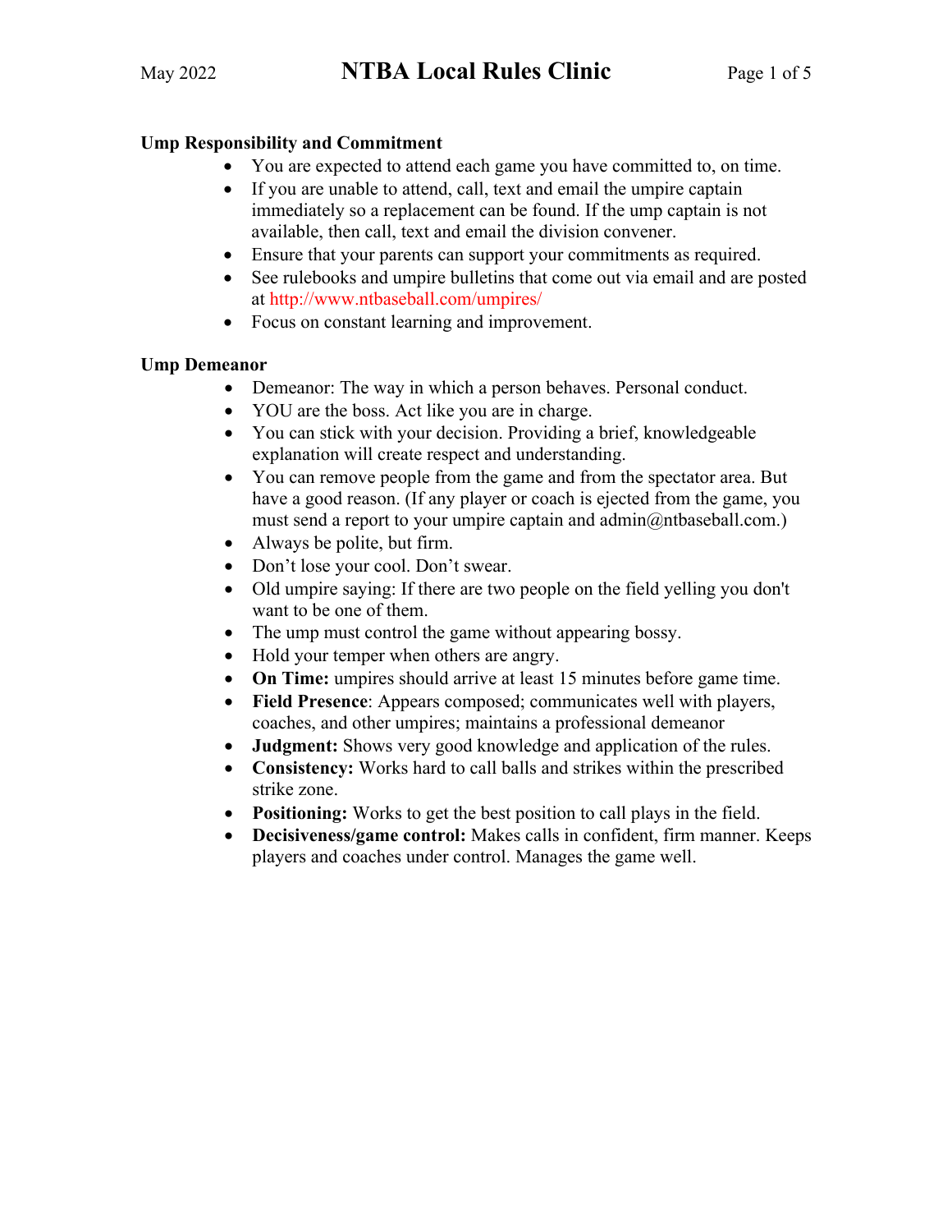# NTBA Local Rules Clinic

May 2022

### Ump Responsibility and Commitment

- You are expected to attend each game you have committed to, on time.
- If you are unable to attend, call, text and email the umpire captain immediately so a replacement can be found. If the ump captain is not available, then call, text and email the division convener.
- Ensure that your parents can support your commitments as required.
- See rulebooks and umpire bulletins that come out via email and are posted at http://www.ntbaseball.com/umpires/
- Focus on constant learning and improvement.

### Ump Demeanor

- Demeanor: The way in which a person behaves. Personal conduct.
- YOU are the boss. Act like you are in charge.
- You can stick with your decision. Providing a brief, knowledgeable explanation will create respect and understanding.
- You can remove people from the game and from the spectator area. But have a good reason. (If any player or coach is ejected from the game, you must send a report to your umpire captain and admin@ntbaseball.com.)
- Always be polite, but firm.
- Don't lose your cool. Don't swear.
- Old umpire saying: If there are two people on the field yelling you don't want to be one of them.
- The ump must control the game without appearing bossy.
- Hold your temper when others are angry.
- **On Time:** umpires should arrive at least 15 minutes before game time.
- **Field Presence**: Appears composed; communicates well with players, coaches, and other umpires; maintains a professional demeanor
- **Judgment:** Shows very good knowledge and application of the rules.
- **Consistency:** Works hard to call balls and strikes within the prescribed strike zone.
- **Positioning:** Works to get the best position to call plays in the field.
- **Decisiveness/game control:** Makes calls in confident, firm manner. Keeps players and coaches under control. Manages the game well.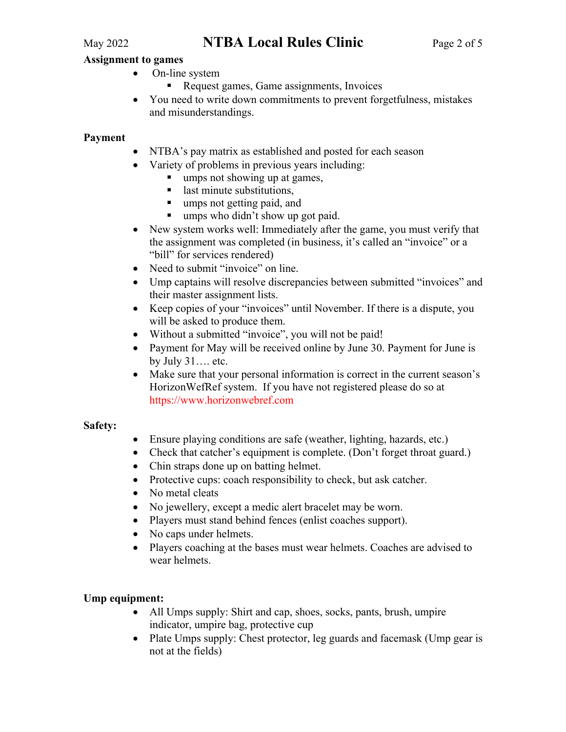**Assignment to games**

- On-line system
  - Request games, Game assignments, Invoices
- You need to write down commitments to prevent forgetfulness, mistakes and misunderstandings.

**Payment**

- NTBA's pay matrix as established and posted for each season
- Variety of problems in previous years including:
  - umps not showing up at games,
  - last minute substitutions,
  - umps not getting paid, and
  - umps who didn't show up got paid.
- New system works well: Immediately after the game, you must verify that the assignment was completed (in business, it's called an "invoice" or a "bill" for services rendered)
- Need to submit "invoice" on line.
- Ump captains will resolve discrepancies between submitted "invoices" and their master assignment lists.
- Keep copies of your "invoices" until November. If there is a dispute, you will be asked to produce them.
- Without a submitted "invoice", you will not be paid!
- Payment for May will be received online by June 30. Payment for June is by July 31…. etc.
- Make sure that your personal information is correct in the current season's HorizonWefRef system. If you have not registered please do so at https://www.horizonwebref.com

**Safety:**

- Ensure playing conditions are safe (weather, lighting, hazards, etc.)
- Check that catcher's equipment is complete. (Don't forget throat guard.)
- Chin straps done up on batting helmet.
- Protective cups: coach responsibility to check, but ask catcher.
- No metal cleats
- No jewellery, except a medic alert bracelet may be worn.
- Players must stand behind fences (enlist coaches support).
- No caps under helmets.
- Players coaching at the bases must wear helmets. Coaches are advised to wear helmets.

**Ump equipment:**

- All Umps supply: Shirt and cap, shoes, socks, pants, brush, umpire indicator, umpire bag, protective cup
- Plate Umps supply: Chest protector, leg guards and facemask (Ump gear is not at the fields)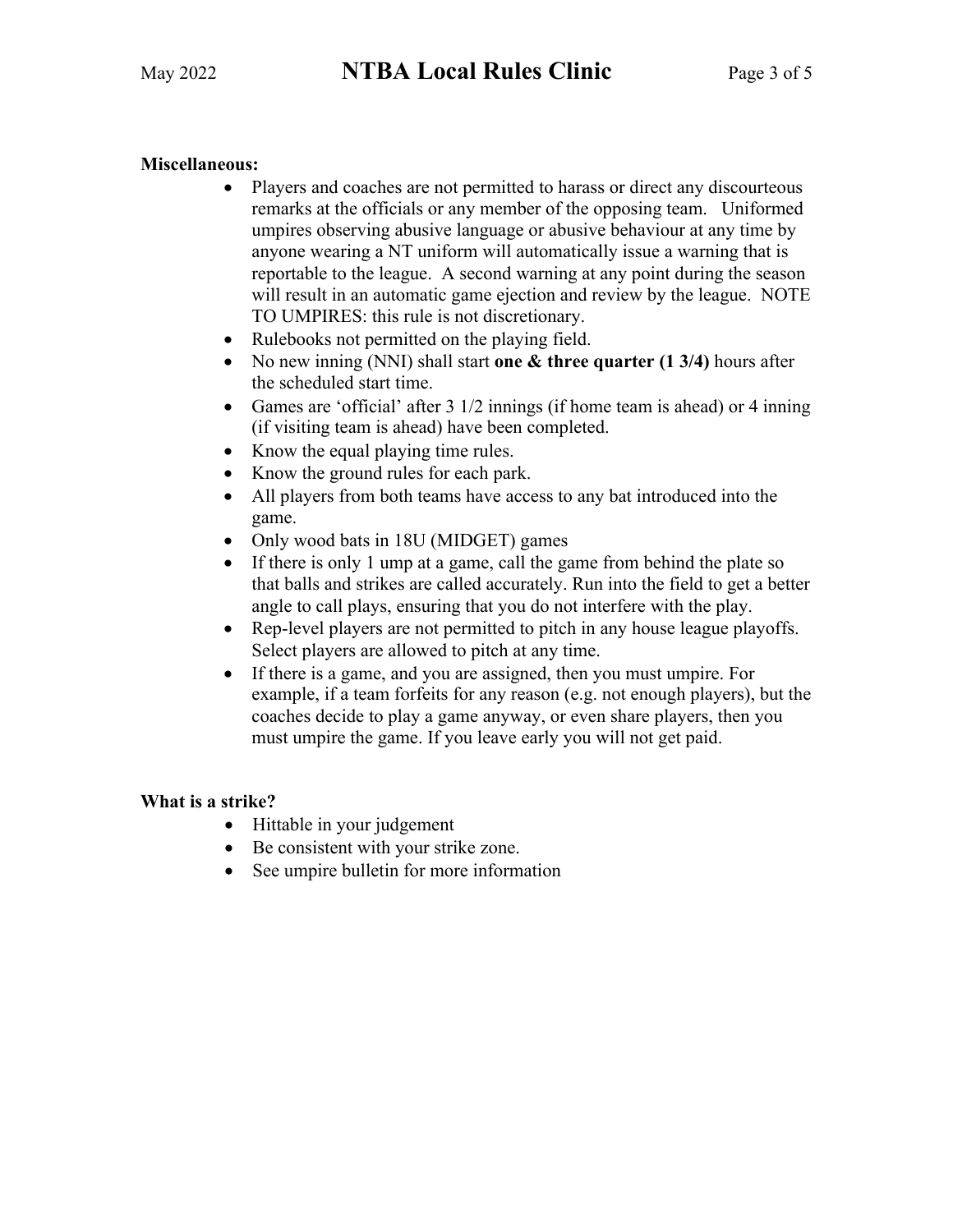**Miscellaneous:**

- Players and coaches are not permitted to harass or direct any discourteous remarks at the officials or any member of the opposing team. Uniformed umpires observing abusive language or abusive behaviour at any time by anyone wearing a NT uniform will automatically issue a warning that is reportable to the league. A second warning at any point during the season will result in an automatic game ejection and review by the league. NOTE TO UMPIRES: this rule is not discretionary.
- Rulebooks not permitted on the playing field.
- No new inning (NNI) shall start **one & three quarter (1 3/4)** hours after the scheduled start time.
- Games are 'official' after 3 1/2 innings (if home team is ahead) or 4 inning (if visiting team is ahead) have been completed.
- Know the equal playing time rules.
- Know the ground rules for each park.
- All players from both teams have access to any bat introduced into the game.
- Only wood bats in 18U (MIDGET) games
- If there is only 1 ump at a game, call the game from behind the plate so that balls and strikes are called accurately. Run into the field to get a better angle to call plays, ensuring that you do not interfere with the play.
- Rep-level players are not permitted to pitch in any house league playoffs. Select players are allowed to pitch at any time.
- If there is a game, and you are assigned, then you must umpire. For example, if a team forfeits for any reason (e.g. not enough players), but the coaches decide to play a game anyway, or even share players, then you must umpire the game. If you leave early you will not get paid.

**What is a strike?**

- Hittable in your judgement
- Be consistent with your strike zone.
- See umpire bulletin for more information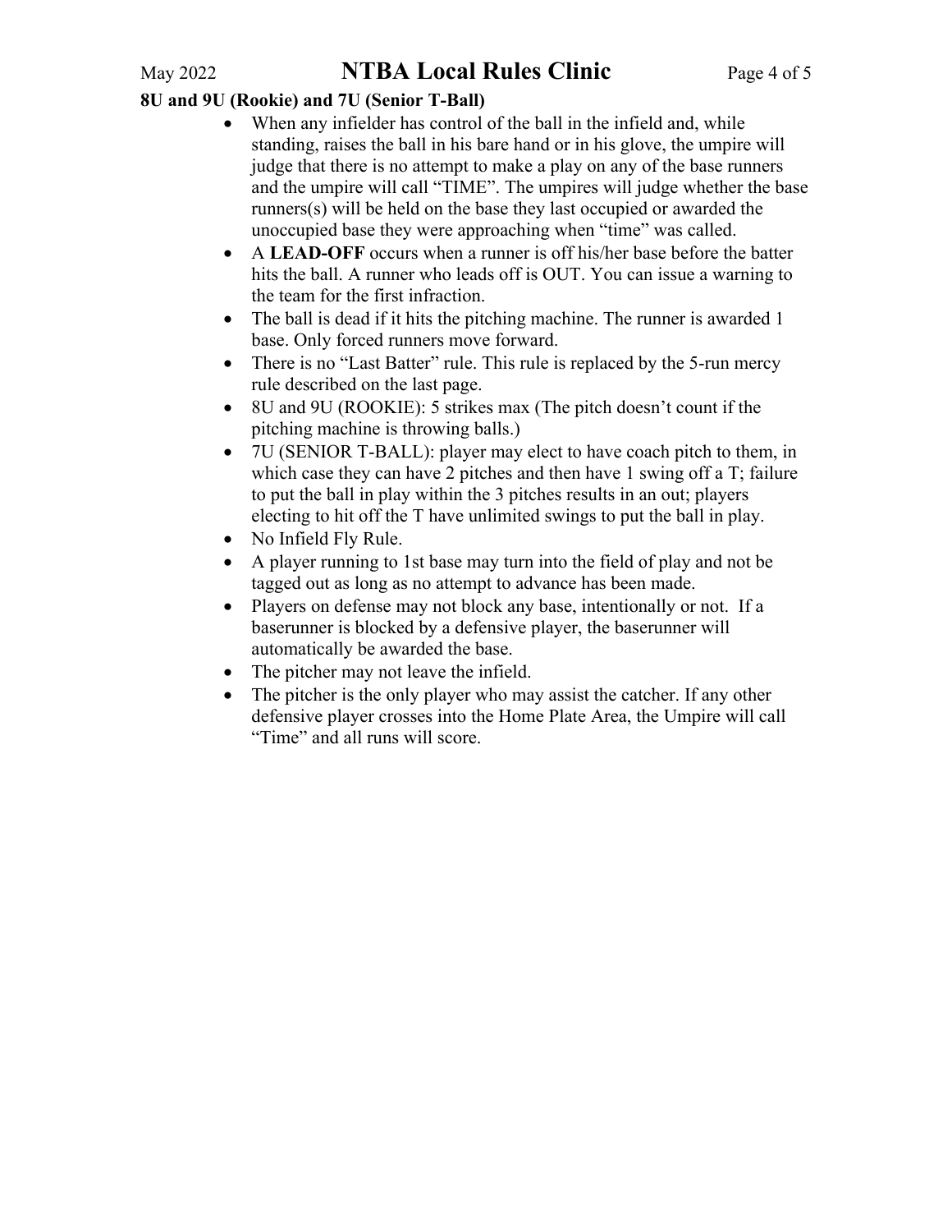**8U and 9U (Rookie) and 7U (Senior T-Ball)**

- When any infielder has control of the ball in the infield and, while standing, raises the ball in his bare hand or in his glove, the umpire will judge that there is no attempt to make a play on any of the base runners and the umpire will call "TIME". The umpires will judge whether the base runners(s) will be held on the base they last occupied or awarded the unoccupied base they were approaching when "time" was called.
- A **LEAD-OFF** occurs when a runner is off his/her base before the batter hits the ball. A runner who leads off is OUT. You can issue a warning to the team for the first infraction.
- The ball is dead if it hits the pitching machine. The runner is awarded 1 base. Only forced runners move forward.
- There is no "Last Batter" rule. This rule is replaced by the 5-run mercy rule described on the last page.
- 8U and 9U (ROOKIE): 5 strikes max (The pitch doesn't count if the pitching machine is throwing balls.)
- 7U (SENIOR T-BALL): player may elect to have coach pitch to them, in which case they can have 2 pitches and then have 1 swing off a T; failure to put the ball in play within the 3 pitches results in an out; players electing to hit off the T have unlimited swings to put the ball in play.
- No Infield Fly Rule.
- A player running to 1st base may turn into the field of play and not be tagged out as long as no attempt to advance has been made.
- Players on defense may not block any base, intentionally or not. If a baserunner is blocked by a defensive player, the baserunner will automatically be awarded the base.
- The pitcher may not leave the infield.
- The pitcher is the only player who may assist the catcher. If any other defensive player crosses into the Home Plate Area, the Umpire will call "Time" and all runs will score.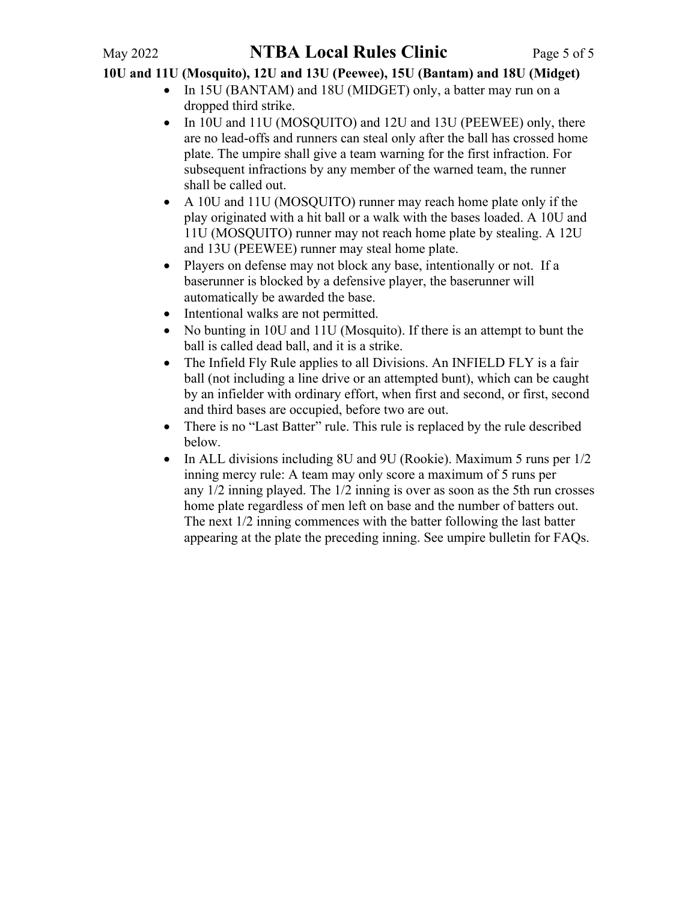**10U and 11U (Mosquito), 12U and 13U (Peewee), 15U (Bantam) and 18U (Midget)**

- In 15U (BANTAM) and 18U (MIDGET) only, a batter may run on a dropped third strike.
- In 10U and 11U (MOSQUITO) and 12U and 13U (PEEWEE) only, there are no lead-offs and runners can steal only after the ball has crossed home plate. The umpire shall give a team warning for the first infraction. For subsequent infractions by any member of the warned team, the runner shall be called out.
- A 10U and 11U (MOSQUITO) runner may reach home plate only if the play originated with a hit ball or a walk with the bases loaded. A 10U and 11U (MOSQUITO) runner may not reach home plate by stealing. A 12U and 13U (PEEWEE) runner may steal home plate.
- Players on defense may not block any base, intentionally or not. If a baserunner is blocked by a defensive player, the baserunner will automatically be awarded the base.
- Intentional walks are not permitted.
- No bunting in 10U and 11U (Mosquito). If there is an attempt to bunt the ball is called dead ball, and it is a strike.
- The Infield Fly Rule applies to all Divisions. An INFIELD FLY is a fair ball (not including a line drive or an attempted bunt), which can be caught by an infielder with ordinary effort, when first and second, or first, second and third bases are occupied, before two are out.
- There is no "Last Batter" rule. This rule is replaced by the rule described below.
- In ALL divisions including 8U and 9U (Rookie). Maximum 5 runs per 1/2 inning mercy rule: A team may only score a maximum of 5 runs per any 1/2 inning played. The 1/2 inning is over as soon as the 5th run crosses home plate regardless of men left on base and the number of batters out. The next 1/2 inning commences with the batter following the last batter appearing at the plate the preceding inning. See umpire bulletin for FAQs.